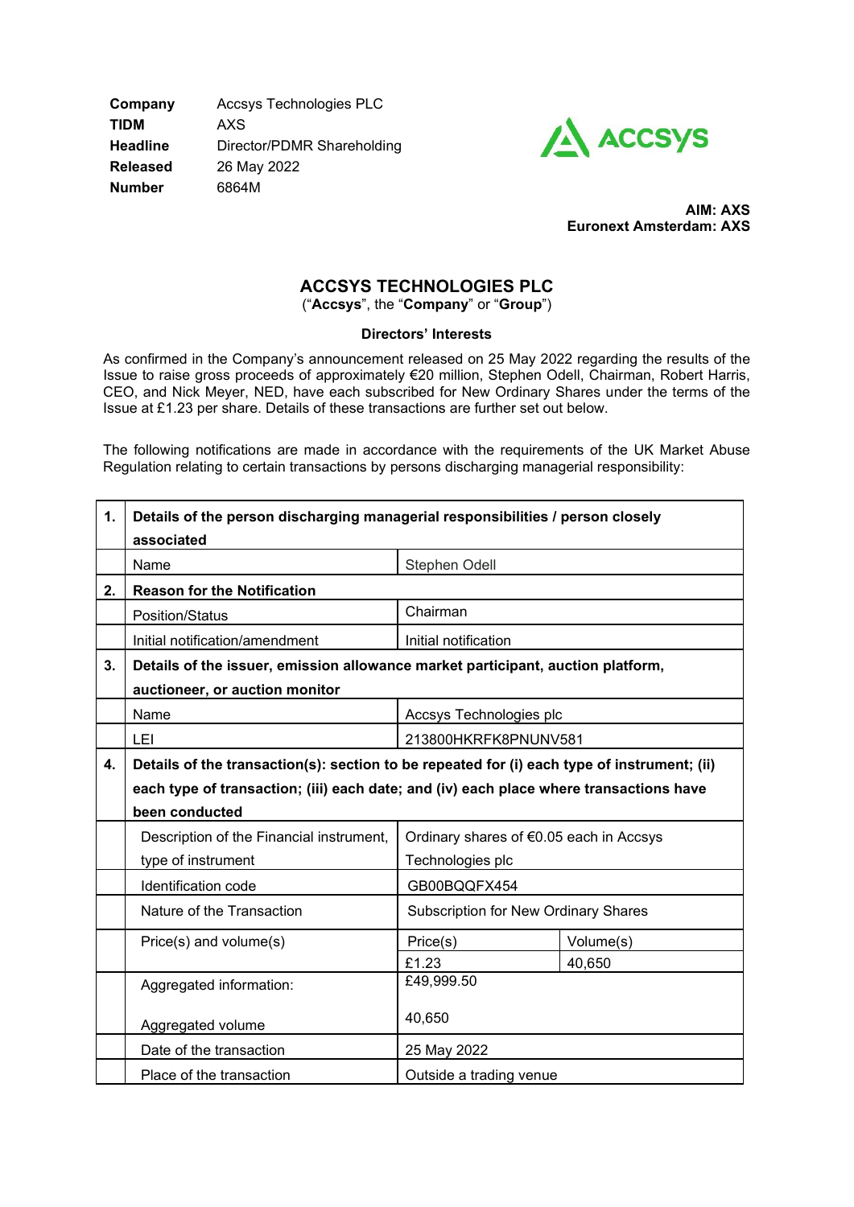| | |
|---|---|
| **Company** | Accsys Technologies PLC |
| **TIDM** | AXS |
| **Headline** | Director/PDMR Shareholding |
| **Released** | 26 May 2022 |
| **Number** | 6864M |

**AIM: AXS**
**Euronext Amsterdam: AXS**

# ACCSYS TECHNOLOGIES PLC

("**Accsys**", the "**Company**" or "**Group**")

**Directors' Interests**

As confirmed in the Company's announcement released on 25 May 2022 regarding the results of the Issue to raise gross proceeds of approximately €20 million, Stephen Odell, Chairman, Robert Harris, CEO, and Nick Meyer, NED, have each subscribed for New Ordinary Shares under the terms of the Issue at £1.23 per share. Details of these transactions are further set out below.

The following notifications are made in accordance with the requirements of the UK Market Abuse Regulation relating to certain transactions by persons discharging managerial responsibility:

| | | | |
|---|---|---|---|
| **1.** | **Details of the person discharging managerial responsibilities / person closely associated** | | |
| | Name | Stephen Odell | |
| **2.** | **Reason for the Notification** | | |
| | Position/Status | Chairman | |
| | Initial notification/amendment | Initial notification | |
| **3.** | **Details of the issuer, emission allowance market participant, auction platform, auctioneer, or auction monitor** | | |
| | Name | Accsys Technologies plc | |
| | LEI | 213800HKRFK8PNUNV581 | |
| **4.** | **Details of the transaction(s): section to be repeated for (i) each type of instrument; (ii) each type of transaction; (iii) each date; and (iv) each place where transactions have been conducted** | | |
| | Description of the Financial instrument, type of instrument | Ordinary shares of €0.05 each in Accsys Technologies plc | |
| | Identification code | GB00BQQFX454 | |
| | Nature of the Transaction | Subscription for New Ordinary Shares | |
| | Price(s) and volume(s) | Price(s) | Volume(s) |
| | | £1.23 | 40,650 |
| | Aggregated information:<br><br>Aggregated volume | £49,999.50<br><br>40,650 | |
| | Date of the transaction | 25 May 2022 | |
| | Place of the transaction | Outside a trading venue | |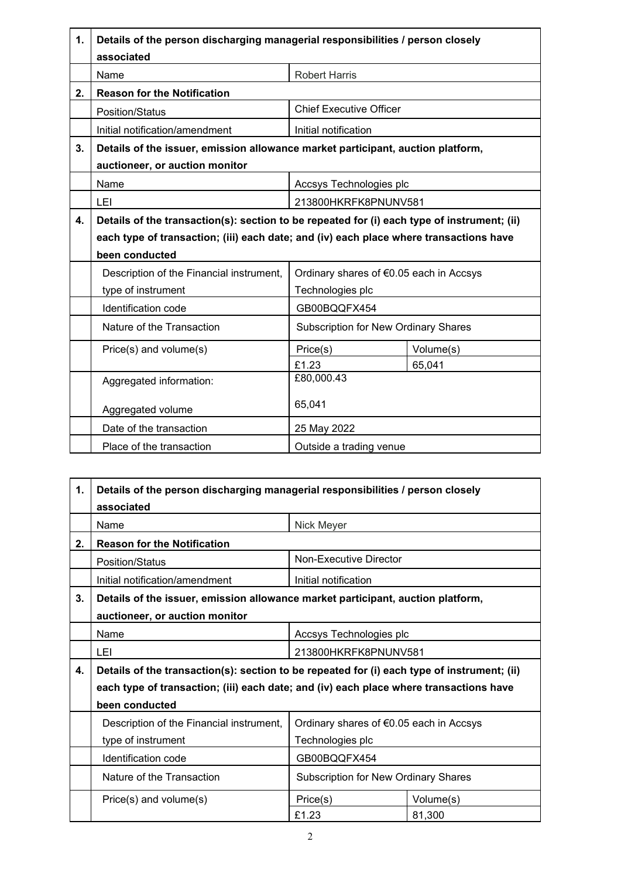| 1. | Details of the person discharging managerial responsibilities / person closely associated | | |
|---|---|---|---|
| | Name | Robert Harris | |
| 2. | **Reason for the Notification** | | |
| | Position/Status | Chief Executive Officer | |
| | Initial notification/amendment | Initial notification | |
| 3. | **Details of the issuer, emission allowance market participant, auction platform, auctioneer, or auction monitor** | | |
| | Name | Accsys Technologies plc | |
| | LEI | 213800HKRFK8PNUNV581 | |
| 4. | **Details of the transaction(s): section to be repeated for (i) each type of instrument; (ii) each type of transaction; (iii) each date; and (iv) each place where transactions have been conducted** | | |
| | Description of the Financial instrument, type of instrument | Ordinary shares of €0.05 each in Accsys Technologies plc | |
| | Identification code | GB00BQQFX454 | |
| | Nature of the Transaction | Subscription for New Ordinary Shares | |
| | Price(s) and volume(s) | Price(s) | Volume(s) |
| | | £1.23 | 65,041 |
| | Aggregated information:<br><br>Aggregated volume | £80,000.43<br><br>65,041 | |
| | Date of the transaction | 25 May 2022 | |
| | Place of the transaction | Outside a trading venue | |

| 1. | Details of the person discharging managerial responsibilities / person closely associated | | |
|---|---|---|---|
| | Name | Nick Meyer | |
| 2. | **Reason for the Notification** | | |
| | Position/Status | Non-Executive Director | |
| | Initial notification/amendment | Initial notification | |
| 3. | **Details of the issuer, emission allowance market participant, auction platform, auctioneer, or auction monitor** | | |
| | Name | Accsys Technologies plc | |
| | LEI | 213800HKRFK8PNUNV581 | |
| 4. | **Details of the transaction(s): section to be repeated for (i) each type of instrument; (ii) each type of transaction; (iii) each date; and (iv) each place where transactions have been conducted** | | |
| | Description of the Financial instrument, type of instrument | Ordinary shares of €0.05 each in Accsys Technologies plc | |
| | Identification code | GB00BQQFX454 | |
| | Nature of the Transaction | Subscription for New Ordinary Shares | |
| | Price(s) and volume(s) | Price(s) | Volume(s) |
| | | £1.23 | 81,300 |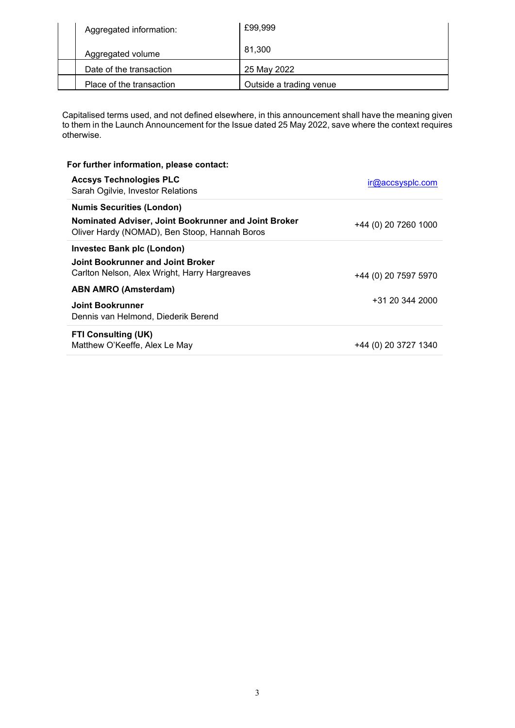| | | |
|---|---|---|
| | Aggregated information: | £99,999 |
| | Aggregated volume | 81,300 |
| | Date of the transaction | 25 May 2022 |
| | Place of the transaction | Outside a trading venue |

Capitalised terms used, and not defined elsewhere, in this announcement shall have the meaning given to them in the Launch Announcement for the Issue dated 25 May 2022, save where the context requires otherwise.

**For further information, please contact:**

| | |
|---|---|
| **Accsys Technologies PLC**<br>Sarah Ogilvie, Investor Relations | ir@accsysplc.com |
| **Numis Securities (London)**<br>**Nominated Adviser, Joint Bookrunner and Joint Broker**<br>Oliver Hardy (NOMAD), Ben Stoop, Hannah Boros | +44 (0) 20 7260 1000 |
| **Investec Bank plc (London)**<br>**Joint Bookrunner and Joint Broker**<br>Carlton Nelson, Alex Wright, Harry Hargreaves | +44 (0) 20 7597 5970 |
| **ABN AMRO (Amsterdam)**<br>**Joint Bookrunner**<br>Dennis van Helmond, Diederik Berend | +31 20 344 2000 |
| **FTI Consulting (UK)**<br>Matthew O'Keeffe, Alex Le May | +44 (0) 20 3727 1340 |